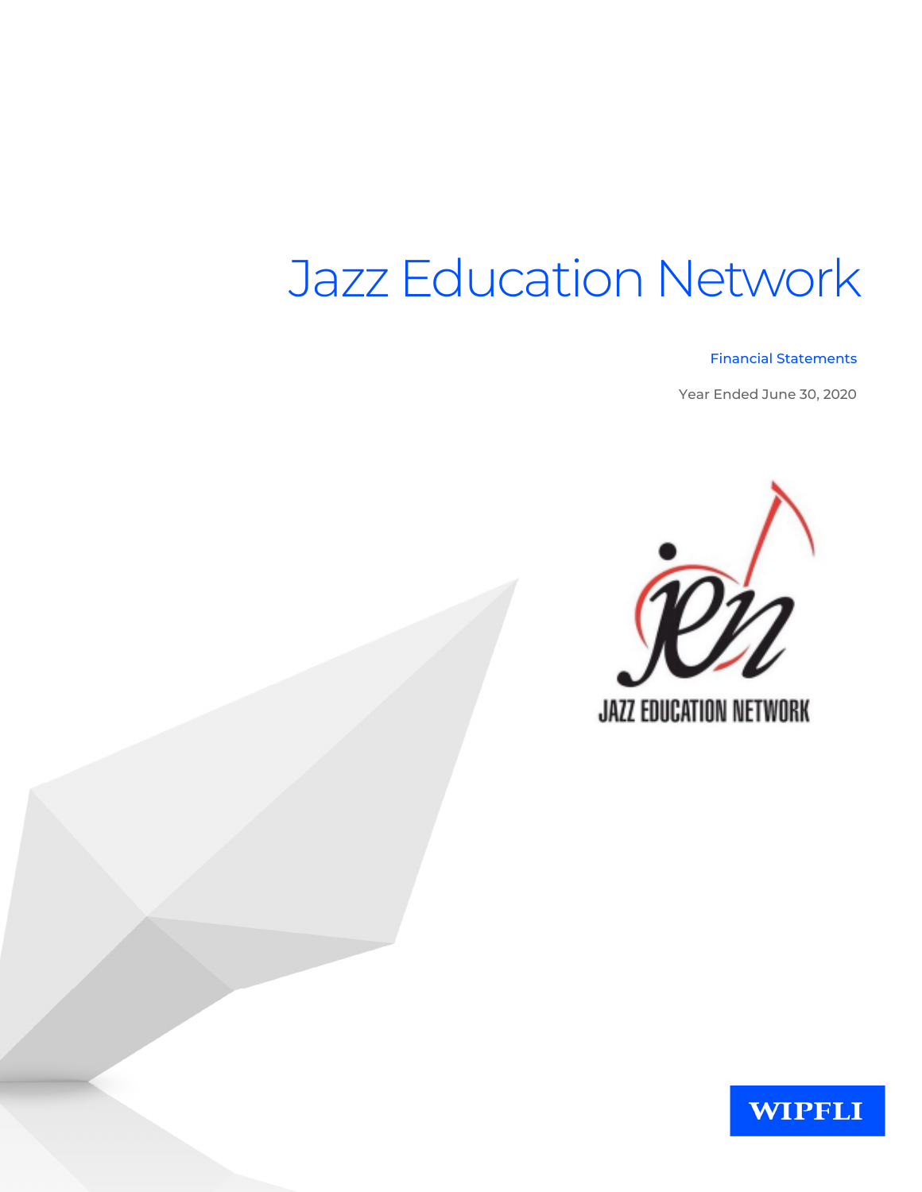# Jazz Education Network

Financial Statements

Year Ended June 30, 2020

JAZZ EDUCATION NETWORK

WIPFLI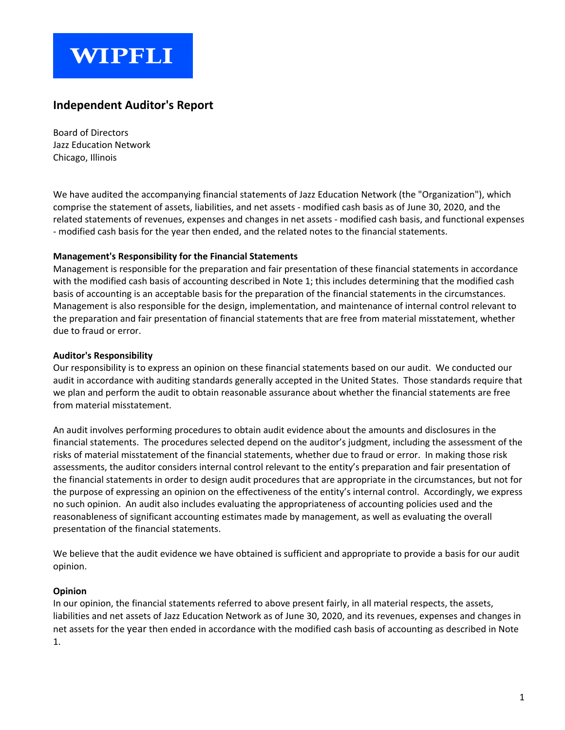**WIPFLI**

## Independent Auditor's Report

Board of Directors
Jazz Education Network
Chicago, Illinois

We have audited the accompanying financial statements of Jazz Education Network (the "Organization"), which comprise the statement of assets, liabilities, and net assets - modified cash basis as of June 30, 2020, and the related statements of revenues, expenses and changes in net assets - modified cash basis, and functional expenses - modified cash basis for the year then ended, and the related notes to the financial statements.

**Management's Responsibility for the Financial Statements**

Management is responsible for the preparation and fair presentation of these financial statements in accordance with the modified cash basis of accounting described in Note 1; this includes determining that the modified cash basis of accounting is an acceptable basis for the preparation of the financial statements in the circumstances. Management is also responsible for the design, implementation, and maintenance of internal control relevant to the preparation and fair presentation of financial statements that are free from material misstatement, whether due to fraud or error.

**Auditor's Responsibility**

Our responsibility is to express an opinion on these financial statements based on our audit. We conducted our audit in accordance with auditing standards generally accepted in the United States. Those standards require that we plan and perform the audit to obtain reasonable assurance about whether the financial statements are free from material misstatement.

An audit involves performing procedures to obtain audit evidence about the amounts and disclosures in the financial statements. The procedures selected depend on the auditor's judgment, including the assessment of the risks of material misstatement of the financial statements, whether due to fraud or error. In making those risk assessments, the auditor considers internal control relevant to the entity's preparation and fair presentation of the financial statements in order to design audit procedures that are appropriate in the circumstances, but not for the purpose of expressing an opinion on the effectiveness of the entity's internal control. Accordingly, we express no such opinion. An audit also includes evaluating the appropriateness of accounting policies used and the reasonableness of significant accounting estimates made by management, as well as evaluating the overall presentation of the financial statements.

We believe that the audit evidence we have obtained is sufficient and appropriate to provide a basis for our audit opinion.

**Opinion**

In our opinion, the financial statements referred to above present fairly, in all material respects, the assets, liabilities and net assets of Jazz Education Network as of June 30, 2020, and its revenues, expenses and changes in net assets for the year then ended in accordance with the modified cash basis of accounting as described in Note 1.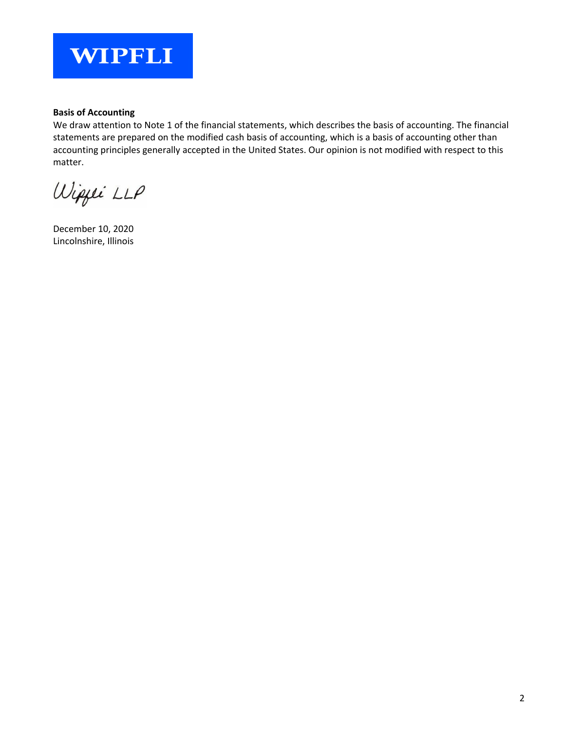**WIPFLI**

**Basis of Accounting**

We draw attention to Note 1 of the financial statements, which describes the basis of accounting. The financial statements are prepared on the modified cash basis of accounting, which is a basis of accounting other than accounting principles generally accepted in the United States. Our opinion is not modified with respect to this matter.

Wipfli LLP

December 10, 2020
Lincolnshire, Illinois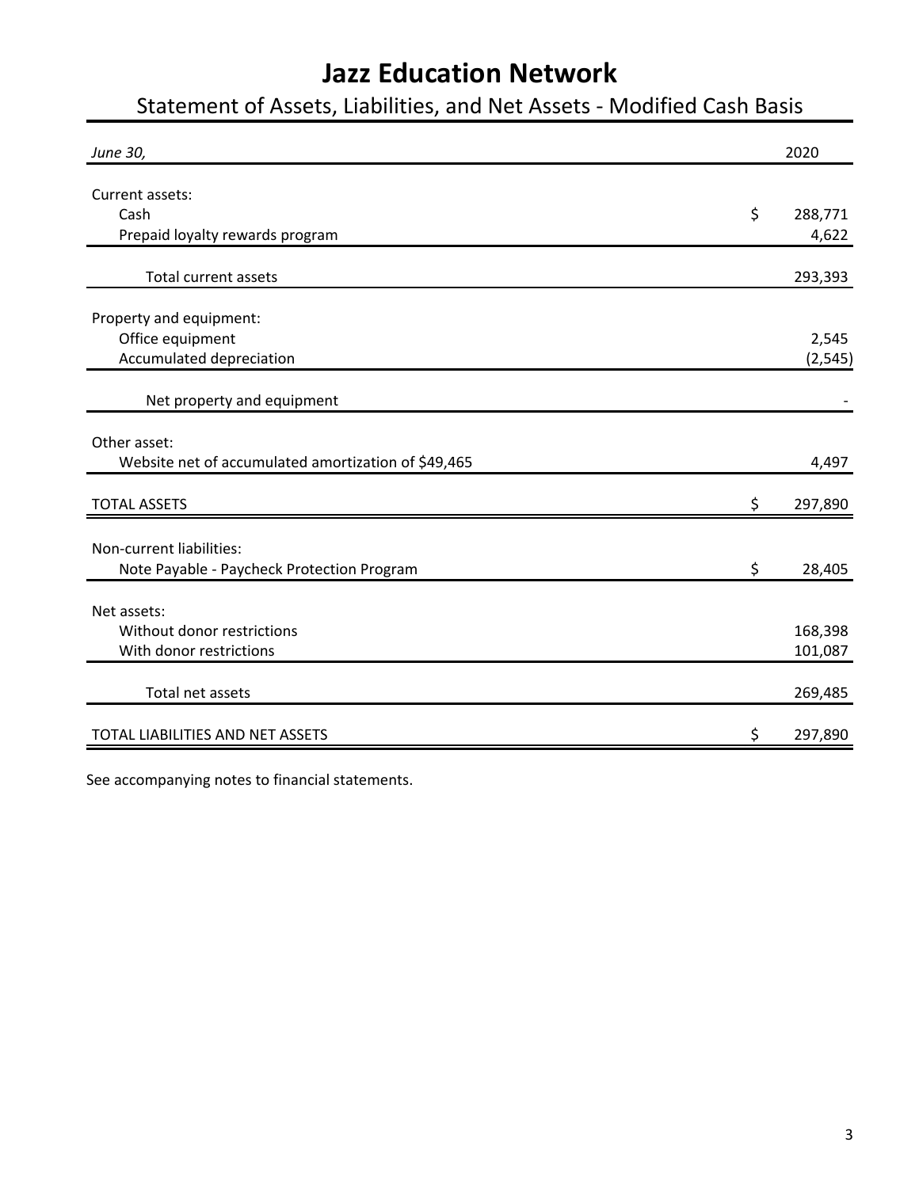# Jazz Education Network

## Statement of Assets, Liabilities, and Net Assets - Modified Cash Basis

| *June 30,* | 2020 |
|---|---|
| Current assets: | |
| Cash | $ 288,771 |
| Prepaid loyalty rewards program | 4,622 |
| Total current assets | 293,393 |
| Property and equipment: | |
| Office equipment | 2,545 |
| Accumulated depreciation | (2,545) |
| Net property and equipment | - |
| Other asset: | |
| Website net of accumulated amortization of $49,465 | 4,497 |
| TOTAL ASSETS | $ 297,890 |
| Non-current liabilities: | |
| Note Payable - Paycheck Protection Program | $ 28,405 |
| Net assets: | |
| Without donor restrictions | 168,398 |
| With donor restrictions | 101,087 |
| Total net assets | 269,485 |
| TOTAL LIABILITIES AND NET ASSETS | $ 297,890 |

See accompanying notes to financial statements.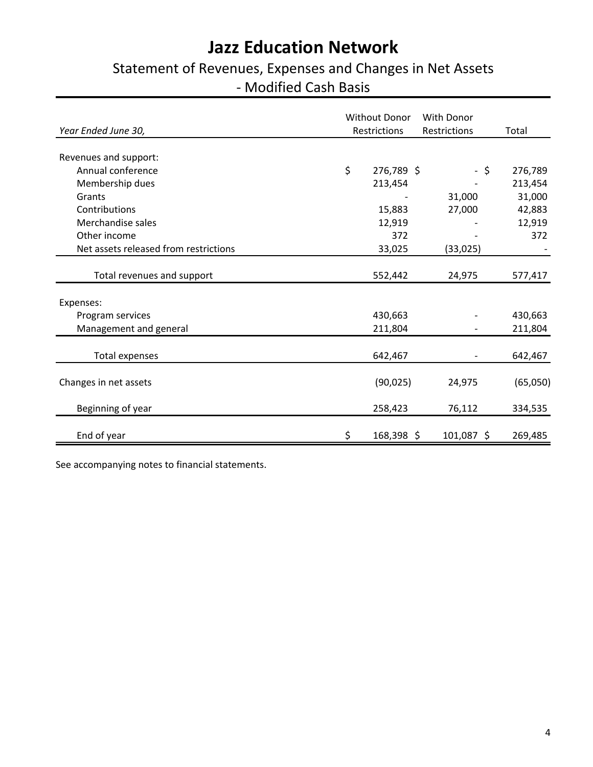# Jazz Education Network

## Statement of Revenues, Expenses and Changes in Net Assets - Modified Cash Basis

| *Year Ended June 30,* | Without Donor Restrictions | With Donor Restrictions | Total |
|---|---|---|---|
| Revenues and support: | | | |
| Annual conference | $ 276,789 | $ - | $ 276,789 |
| Membership dues | 213,454 | - | 213,454 |
| Grants | - | 31,000 | 31,000 |
| Contributions | 15,883 | 27,000 | 42,883 |
| Merchandise sales | 12,919 | - | 12,919 |
| Other income | 372 | - | 372 |
| Net assets released from restrictions | 33,025 | (33,025) | - |
| Total revenues and support | 552,442 | 24,975 | 577,417 |
| Expenses: | | | |
| Program services | 430,663 | - | 430,663 |
| Management and general | 211,804 | - | 211,804 |
| Total expenses | 642,467 | - | 642,467 |
| Changes in net assets | (90,025) | 24,975 | (65,050) |
| Beginning of year | 258,423 | 76,112 | 334,535 |
| End of year | $ 168,398 | $ 101,087 | $ 269,485 |

See accompanying notes to financial statements.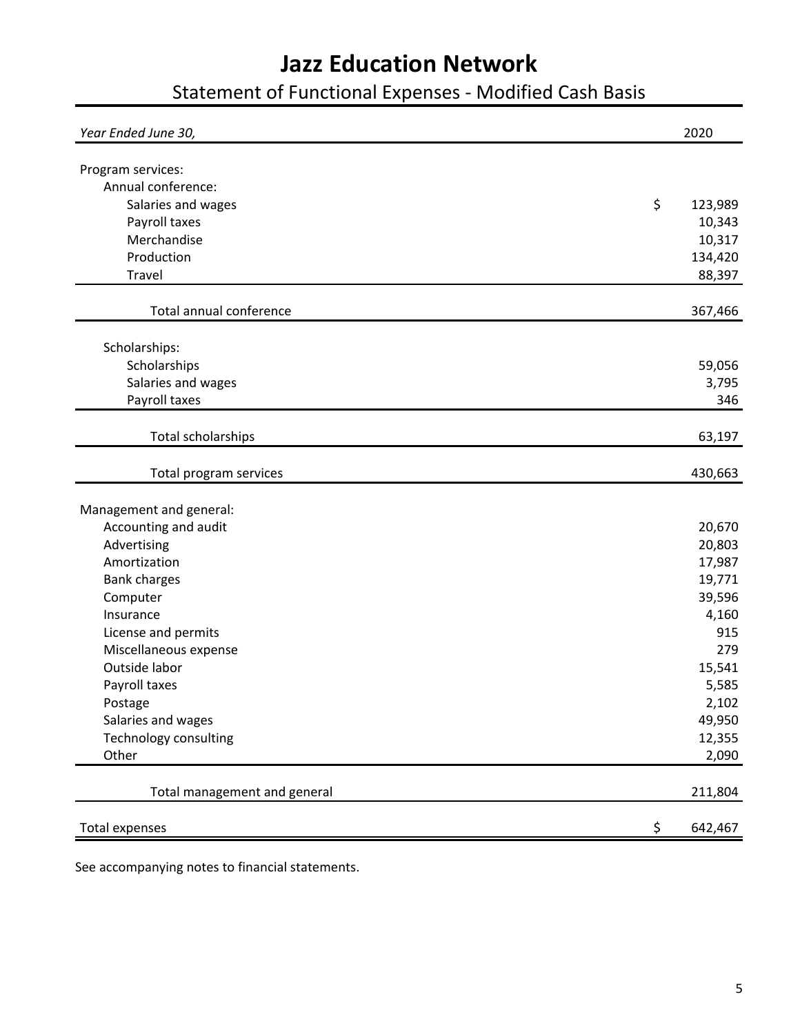# Jazz Education Network

## Statement of Functional Expenses - Modified Cash Basis

| *Year Ended June 30,* | 2020 |
|---|---|
| Program services: | |
| Annual conference: | |
| Salaries and wages | $ 123,989 |
| Payroll taxes | 10,343 |
| Merchandise | 10,317 |
| Production | 134,420 |
| Travel | 88,397 |
| Total annual conference | 367,466 |
| Scholarships: | |
| Scholarships | 59,056 |
| Salaries and wages | 3,795 |
| Payroll taxes | 346 |
| Total scholarships | 63,197 |
| Total program services | 430,663 |
| Management and general: | |
| Accounting and audit | 20,670 |
| Advertising | 20,803 |
| Amortization | 17,987 |
| Bank charges | 19,771 |
| Computer | 39,596 |
| Insurance | 4,160 |
| License and permits | 915 |
| Miscellaneous expense | 279 |
| Outside labor | 15,541 |
| Payroll taxes | 5,585 |
| Postage | 2,102 |
| Salaries and wages | 49,950 |
| Technology consulting | 12,355 |
| Other | 2,090 |
| Total management and general | 211,804 |
| Total expenses | $ 642,467 |

See accompanying notes to financial statements.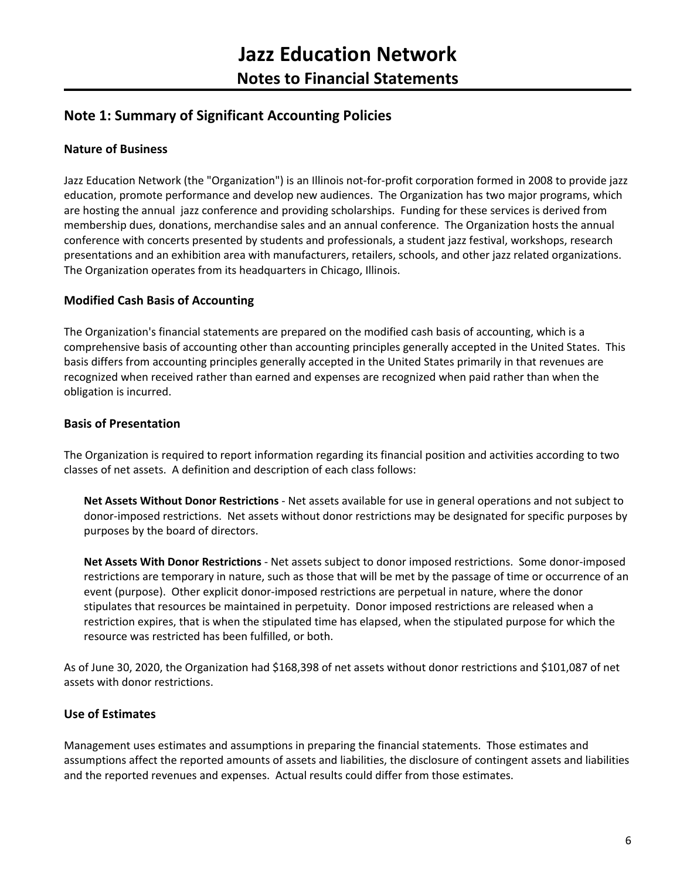# Jazz Education Network

## Notes to Financial Statements

## Note 1: Summary of Significant Accounting Policies

### Nature of Business

Jazz Education Network (the "Organization") is an Illinois not-for-profit corporation formed in 2008 to provide jazz education, promote performance and develop new audiences. The Organization has two major programs, which are hosting the annual jazz conference and providing scholarships. Funding for these services is derived from membership dues, donations, merchandise sales and an annual conference. The Organization hosts the annual conference with concerts presented by students and professionals, a student jazz festival, workshops, research presentations and an exhibition area with manufacturers, retailers, schools, and other jazz related organizations. The Organization operates from its headquarters in Chicago, Illinois.

### Modified Cash Basis of Accounting

The Organization's financial statements are prepared on the modified cash basis of accounting, which is a comprehensive basis of accounting other than accounting principles generally accepted in the United States. This basis differs from accounting principles generally accepted in the United States primarily in that revenues are recognized when received rather than earned and expenses are recognized when paid rather than when the obligation is incurred.

### Basis of Presentation

The Organization is required to report information regarding its financial position and activities according to two classes of net assets. A definition and description of each class follows:

**Net Assets Without Donor Restrictions** - Net assets available for use in general operations and not subject to donor-imposed restrictions. Net assets without donor restrictions may be designated for specific purposes by purposes by the board of directors.

**Net Assets With Donor Restrictions** - Net assets subject to donor imposed restrictions. Some donor-imposed restrictions are temporary in nature, such as those that will be met by the passage of time or occurrence of an event (purpose). Other explicit donor-imposed restrictions are perpetual in nature, where the donor stipulates that resources be maintained in perpetuity. Donor imposed restrictions are released when a restriction expires, that is when the stipulated time has elapsed, when the stipulated purpose for which the resource was restricted has been fulfilled, or both.

As of June 30, 2020, the Organization had $168,398 of net assets without donor restrictions and $101,087 of net assets with donor restrictions.

### Use of Estimates

Management uses estimates and assumptions in preparing the financial statements. Those estimates and assumptions affect the reported amounts of assets and liabilities, the disclosure of contingent assets and liabilities and the reported revenues and expenses. Actual results could differ from those estimates.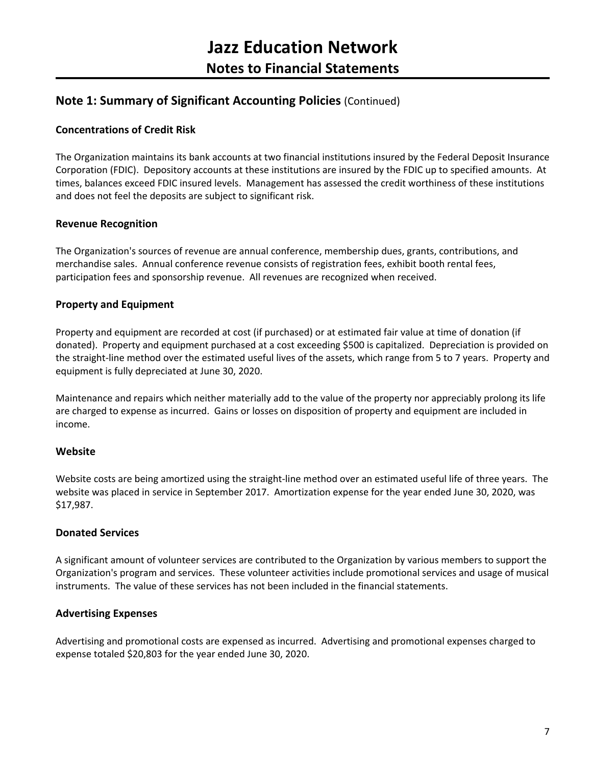# Jazz Education Network

## Notes to Financial Statements

## Note 1: Summary of Significant Accounting Policies (Continued)

### Concentrations of Credit Risk

The Organization maintains its bank accounts at two financial institutions insured by the Federal Deposit Insurance Corporation (FDIC). Depository accounts at these institutions are insured by the FDIC up to specified amounts. At times, balances exceed FDIC insured levels. Management has assessed the credit worthiness of these institutions and does not feel the deposits are subject to significant risk.

### Revenue Recognition

The Organization's sources of revenue are annual conference, membership dues, grants, contributions, and merchandise sales. Annual conference revenue consists of registration fees, exhibit booth rental fees, participation fees and sponsorship revenue. All revenues are recognized when received.

### Property and Equipment

Property and equipment are recorded at cost (if purchased) or at estimated fair value at time of donation (if donated). Property and equipment purchased at a cost exceeding $500 is capitalized. Depreciation is provided on the straight-line method over the estimated useful lives of the assets, which range from 5 to 7 years. Property and equipment is fully depreciated at June 30, 2020.

Maintenance and repairs which neither materially add to the value of the property nor appreciably prolong its life are charged to expense as incurred. Gains or losses on disposition of property and equipment are included in income.

### Website

Website costs are being amortized using the straight-line method over an estimated useful life of three years. The website was placed in service in September 2017. Amortization expense for the year ended June 30, 2020, was $17,987.

### Donated Services

A significant amount of volunteer services are contributed to the Organization by various members to support the Organization's program and services. These volunteer activities include promotional services and usage of musical instruments. The value of these services has not been included in the financial statements.

### Advertising Expenses

Advertising and promotional costs are expensed as incurred. Advertising and promotional expenses charged to expense totaled $20,803 for the year ended June 30, 2020.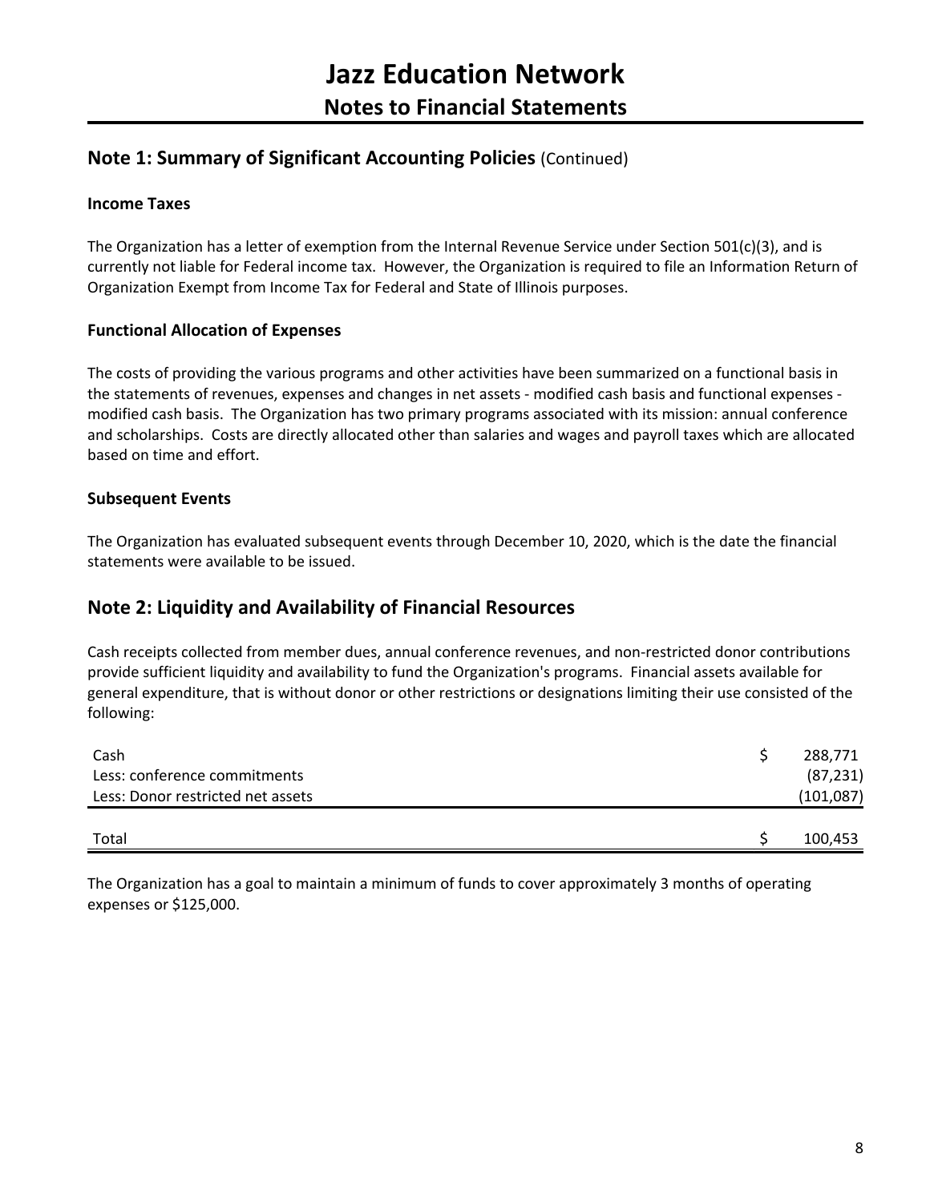# Jazz Education Network

## Notes to Financial Statements

## Note 1: Summary of Significant Accounting Policies (Continued)

### Income Taxes

The Organization has a letter of exemption from the Internal Revenue Service under Section 501(c)(3), and is currently not liable for Federal income tax. However, the Organization is required to file an Information Return of Organization Exempt from Income Tax for Federal and State of Illinois purposes.

### Functional Allocation of Expenses

The costs of providing the various programs and other activities have been summarized on a functional basis in the statements of revenues, expenses and changes in net assets - modified cash basis and functional expenses - modified cash basis. The Organization has two primary programs associated with its mission: annual conference and scholarships. Costs are directly allocated other than salaries and wages and payroll taxes which are allocated based on time and effort.

### Subsequent Events

The Organization has evaluated subsequent events through December 10, 2020, which is the date the financial statements were available to be issued.

## Note 2: Liquidity and Availability of Financial Resources

Cash receipts collected from member dues, annual conference revenues, and non-restricted donor contributions provide sufficient liquidity and availability to fund the Organization's programs. Financial assets available for general expenditure, that is without donor or other restrictions or designations limiting their use consisted of the following:

| | | |
|---|---|---|
| Cash | $ | 288,771 |
| Less: conference commitments | | (87,231) |
| Less: Donor restricted net assets | | (101,087) |
| Total | $ | 100,453 |

The Organization has a goal to maintain a minimum of funds to cover approximately 3 months of operating expenses or $125,000.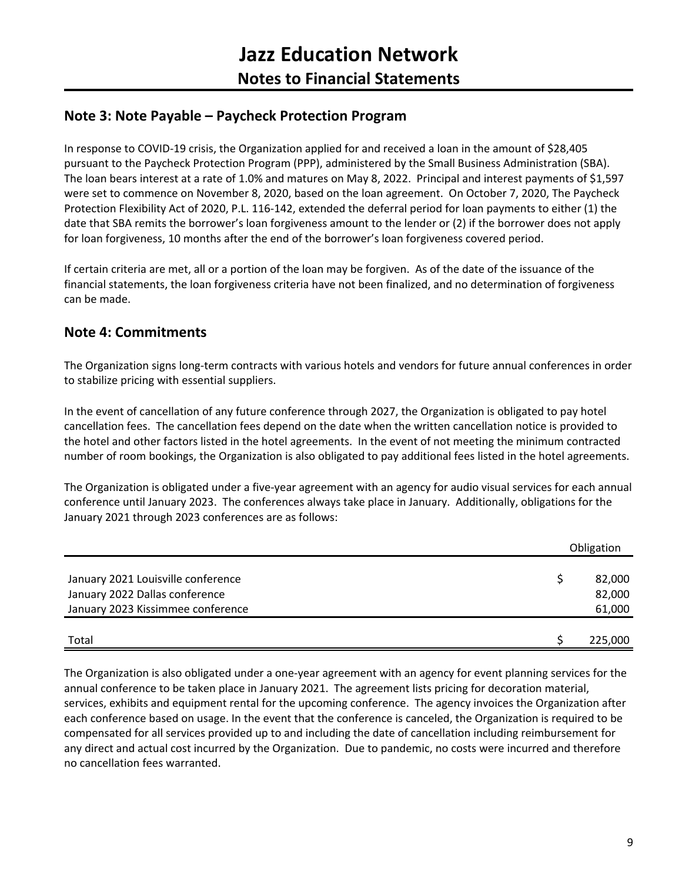## Note 3: Note Payable – Paycheck Protection Program

In response to COVID-19 crisis, the Organization applied for and received a loan in the amount of $28,405 pursuant to the Paycheck Protection Program (PPP), administered by the Small Business Administration (SBA). The loan bears interest at a rate of 1.0% and matures on May 8, 2022. Principal and interest payments of $1,597 were set to commence on November 8, 2020, based on the loan agreement. On October 7, 2020, The Paycheck Protection Flexibility Act of 2020, P.L. 116-142, extended the deferral period for loan payments to either (1) the date that SBA remits the borrower's loan forgiveness amount to the lender or (2) if the borrower does not apply for loan forgiveness, 10 months after the end of the borrower's loan forgiveness covered period.

If certain criteria are met, all or a portion of the loan may be forgiven. As of the date of the issuance of the financial statements, the loan forgiveness criteria have not been finalized, and no determination of forgiveness can be made.

## Note 4: Commitments

The Organization signs long-term contracts with various hotels and vendors for future annual conferences in order to stabilize pricing with essential suppliers.

In the event of cancellation of any future conference through 2027, the Organization is obligated to pay hotel cancellation fees. The cancellation fees depend on the date when the written cancellation notice is provided to the hotel and other factors listed in the hotel agreements. In the event of not meeting the minimum contracted number of room bookings, the Organization is also obligated to pay additional fees listed in the hotel agreements.

The Organization is obligated under a five-year agreement with an agency for audio visual services for each annual conference until January 2023. The conferences always take place in January. Additionally, obligations for the January 2021 through 2023 conferences are as follows:

| | Obligation |
|---|---|
| January 2021 Louisville conference | $ 82,000 |
| January 2022 Dallas conference | 82,000 |
| January 2023 Kissimmee conference | 61,000 |
| Total | $ 225,000 |

The Organization is also obligated under a one-year agreement with an agency for event planning services for the annual conference to be taken place in January 2021. The agreement lists pricing for decoration material, services, exhibits and equipment rental for the upcoming conference. The agency invoices the Organization after each conference based on usage. In the event that the conference is canceled, the Organization is required to be compensated for all services provided up to and including the date of cancellation including reimbursement for any direct and actual cost incurred by the Organization. Due to pandemic, no costs were incurred and therefore no cancellation fees warranted.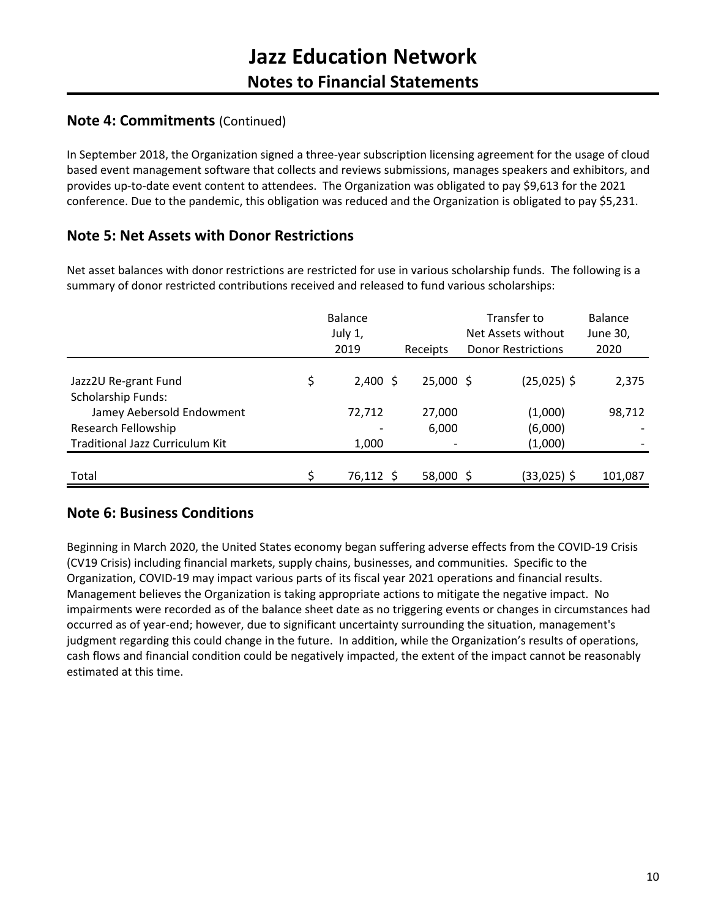# Jazz Education Network

## Notes to Financial Statements

### Note 4: Commitments (Continued)

In September 2018, the Organization signed a three-year subscription licensing agreement for the usage of cloud based event management software that collects and reviews submissions, manages speakers and exhibitors, and provides up-to-date event content to attendees. The Organization was obligated to pay $9,613 for the 2021 conference. Due to the pandemic, this obligation was reduced and the Organization is obligated to pay $5,231.

### Note 5: Net Assets with Donor Restrictions

Net asset balances with donor restrictions are restricted for use in various scholarship funds. The following is a summary of donor restricted contributions received and released to fund various scholarships:

| | Balance July 1, 2019 | Receipts | Transfer to Net Assets without Donor Restrictions | Balance June 30, 2020 |
|---|---|---|---|---|
| Jazz2U Re-grant Fund | $ 2,400 | $ 25,000 | $ (25,025) | $ 2,375 |
| Scholarship Funds: | | | | |
| Jamey Aebersold Endowment | 72,712 | 27,000 | (1,000) | 98,712 |
| Research Fellowship | - | 6,000 | (6,000) | - |
| Traditional Jazz Curriculum Kit | 1,000 | - | (1,000) | - |
| Total | $ 76,112 | $ 58,000 | $ (33,025) | $ 101,087 |

### Note 6: Business Conditions

Beginning in March 2020, the United States economy began suffering adverse effects from the COVID-19 Crisis (CV19 Crisis) including financial markets, supply chains, businesses, and communities. Specific to the Organization, COVID-19 may impact various parts of its fiscal year 2021 operations and financial results. Management believes the Organization is taking appropriate actions to mitigate the negative impact. No impairments were recorded as of the balance sheet date as no triggering events or changes in circumstances had occurred as of year-end; however, due to significant uncertainty surrounding the situation, management's judgment regarding this could change in the future. In addition, while the Organization's results of operations, cash flows and financial condition could be negatively impacted, the extent of the impact cannot be reasonably estimated at this time.